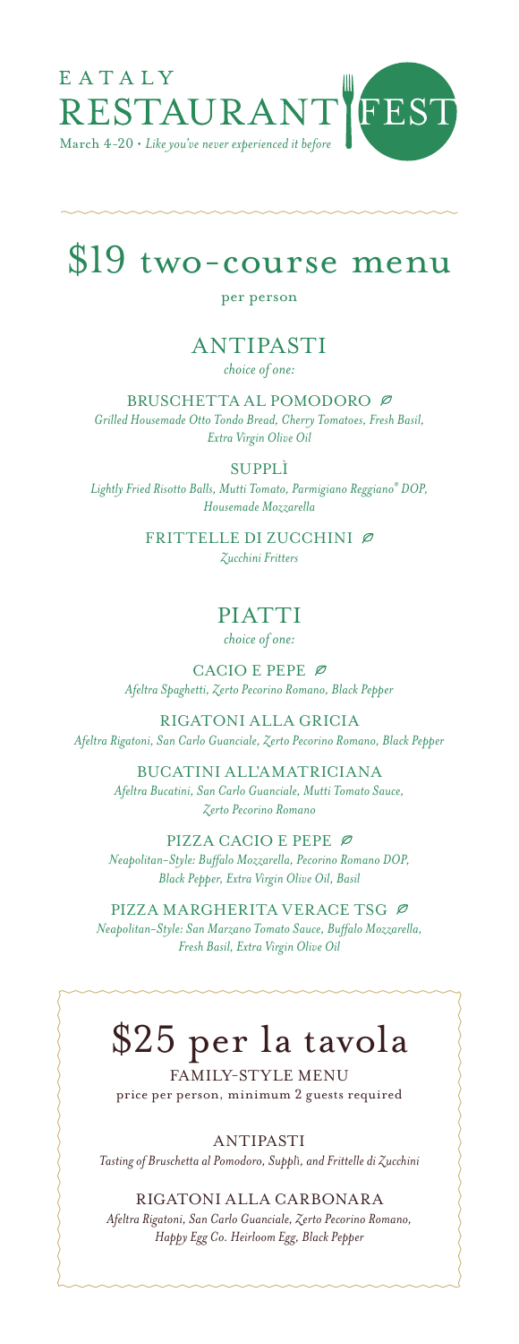EATALY
# RESTAURANT FEST

March 4-20 • *Like you've never experienced it before*

# $19 two-course menu

per person

## ANTIPASTI

*choice of one:*

BRUSCHETTA AL POMODORO ⌀
*Grilled Housemade Otto Tondo Bread, Cherry Tomatoes, Fresh Basil, Extra Virgin Olive Oil*

SUPPLÌ
*Lightly Fried Risotto Balls, Mutti Tomato, Parmigiano Reggiano® DOP, Housemade Mozzarella*

FRITTELLE DI ZUCCHINI ⌀
*Zucchini Fritters*

## PIATTI

*choice of one:*

CACIO E PEPE ⌀
*Afeltra Spaghetti, Zerto Pecorino Romano, Black Pepper*

RIGATONI ALLA GRICIA
*Afeltra Rigatoni, San Carlo Guanciale, Zerto Pecorino Romano, Black Pepper*

BUCATINI ALL'AMATRICIANA
*Afeltra Bucatini, San Carlo Guanciale, Mutti Tomato Sauce, Zerto Pecorino Romano*

PIZZA CACIO E PEPE ⌀
*Neapolitan-Style: Buffalo Mozzarella, Pecorino Romano DOP, Black Pepper, Extra Virgin Olive Oil, Basil*

PIZZA MARGHERITA VERACE TSG ⌀
*Neapolitan-Style: San Marzano Tomato Sauce, Buffalo Mozzarella, Fresh Basil, Extra Virgin Olive Oil*

# $25 per la tavola

FAMILY-STYLE MENU
price per person, minimum 2 guests required

ANTIPASTI
*Tasting of Bruschetta al Pomodoro, Supplì, and Frittelle di Zucchini*

RIGATONI ALLA CARBONARA
*Afeltra Rigatoni, San Carlo Guanciale, Zerto Pecorino Romano, Happy Egg Co. Heirloom Egg, Black Pepper*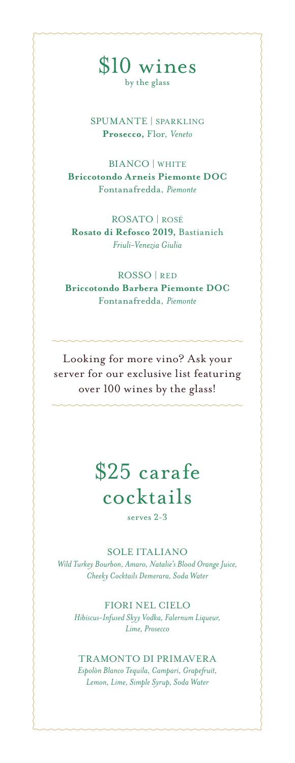# $10 wines

by the glass

SPUMANTE | SPARKLING
**Prosecco,** Flor, *Veneto*

BIANCO | WHITE
**Briccotondo Arneis Piemonte DOC**
Fontanafredda, *Piemonte*

ROSATO | ROSÉ
**Rosato di Refosco 2019,** Bastianich
*Friuli-Venezia Giulia*

ROSSO | RED
**Briccotondo Barbera Piemonte DOC**
Fontanafredda, *Piemonte*

---

Looking for more vino? Ask your server for our exclusive list featuring over 100 wines by the glass!

---

# $25 carafe cocktails

serves 2-3

SOLE ITALIANO
*Wild Turkey Bourbon, Amaro, Natalie's Blood Orange Juice, Cheeky Cocktails Demerara, Soda Water*

FIORI NEL CIELO
*Hibiscus-Infused Skyy Vodka, Falernum Liqueur, Lime, Prosecco*

TRAMONTO DI PRIMAVERA
*Espolòn Blanco Tequila, Campari, Grapefruit, Lemon, Lime, Simple Syrup, Soda Water*